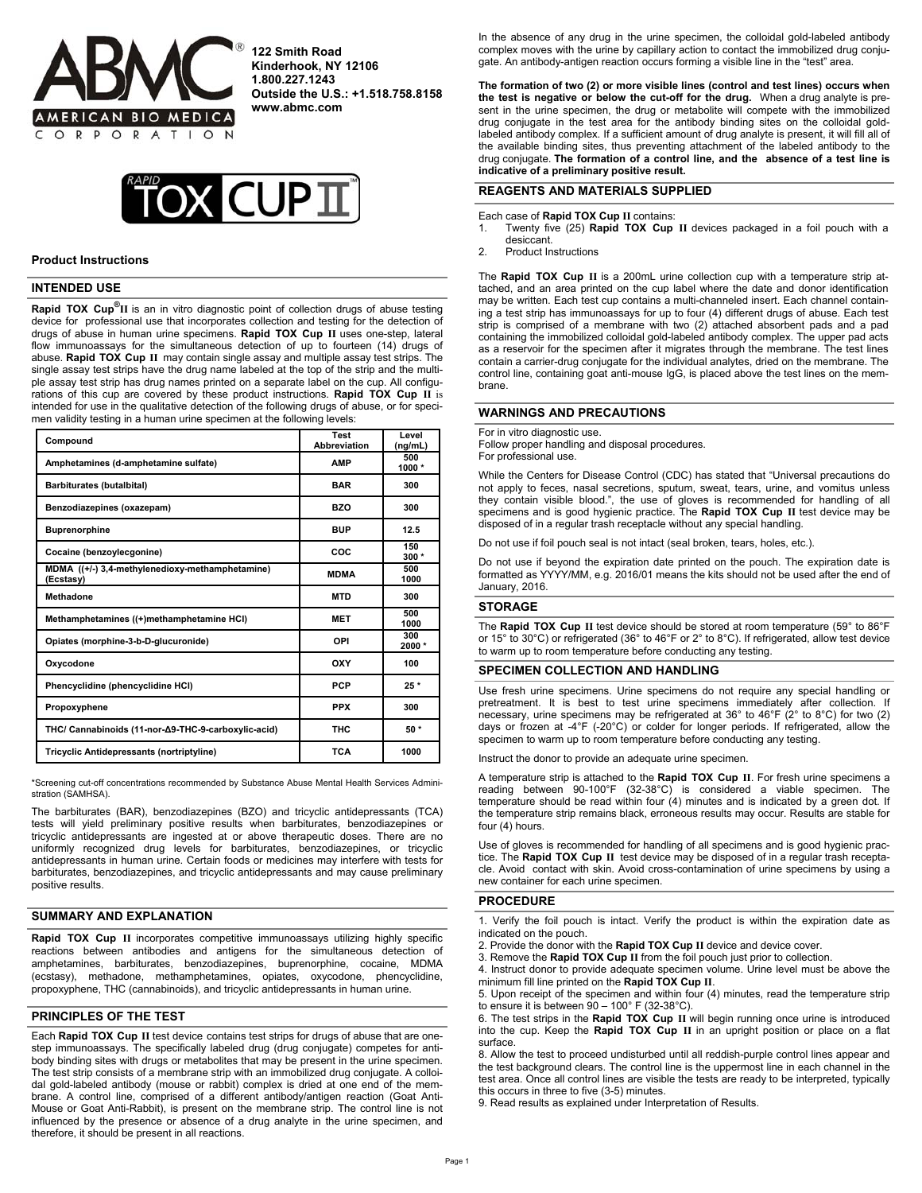**ABMC** ®
AMERICAN BIO MEDICA CORPORATION

**122 Smith Road**
**Kinderhook, NY 12106**
**1.800.227.1243**
**Outside the U.S.: +1.518.758.8158**
**www.abmc.com**

RAPID TOX CUP II™

**Product Instructions**

## INTENDED USE

**Rapid TOX Cup®II** is an in vitro diagnostic point of collection drugs of abuse testing device for professional use that incorporates collection and testing for the detection of drugs of abuse in human urine specimens. **Rapid TOX Cup II** uses one-step, lateral flow immunoassays for the simultaneous detection of up to fourteen (14) drugs of abuse. **Rapid TOX Cup II** may contain single assay and multiple assay test strips. The single assay test strips have the drug name labeled at the top of the strip and the multiple assay test strip has drug names printed on a separate label on the cup. All configurations of this cup are covered by these product instructions. **Rapid TOX Cup II** is intended for use in the qualitative detection of the following drugs of abuse, or for specimen validity testing in a human urine specimen at the following levels:

| Compound | Test Abbreviation | Level (ng/mL) |
|---|---|---|
| Amphetamines (d-amphetamine sulfate) | AMP | 500<br>1000 * |
| Barbiturates (butalbital) | BAR | 300 |
| Benzodiazepines (oxazepam) | BZO | 300 |
| Buprenorphine | BUP | 12.5 |
| Cocaine (benzoylecgonine) | COC | 150<br>300 * |
| MDMA ((+/-) 3,4-methylenedioxy-methamphetamine) (Ecstasy) | MDMA | 500<br>1000 |
| Methadone | MTD | 300 |
| Methamphetamines ((+)methamphetamine HCl) | MET | 500<br>1000 |
| Opiates (morphine-3-b-D-glucuronide) | OPI | 300<br>2000 * |
| Oxycodone | OXY | 100 |
| Phencyclidine (phencyclidine HCl) | PCP | 25 * |
| Propoxyphene | PPX | 300 |
| THC/ Cannabinoids (11-nor-Δ9-THC-9-carboxylic-acid) | THC | 50 * |
| Tricyclic Antidepressants (nortriptyline) | TCA | 1000 |

*Screening cut-off concentrations recommended by Substance Abuse Mental Health Services Administration (SAMHSA).

The barbiturates (BAR), benzodiazepines (BZO) and tricyclic antidepressants (TCA) tests will yield preliminary positive results when barbiturates, benzodiazepines or tricyclic antidepressants are ingested at or above therapeutic doses. There are no uniformly recognized drug levels for barbiturates, benzodiazepines, or tricyclic antidepressants in human urine. Certain foods or medicines may interfere with tests for barbiturates, benzodiazepines, and tricyclic antidepressants and may cause preliminary positive results.

## SUMMARY AND EXPLANATION

**Rapid TOX Cup II** incorporates competitive immunoassays utilizing highly specific reactions between antibodies and antigens for the simultaneous detection of amphetamines, barbiturates, benzodiazepines, buprenorphine, cocaine, MDMA (ecstasy), methadone, methamphetamines, opiates, oxycodone, phencyclidine, propoxyphene, THC (cannabinoids), and tricyclic antidepressants in human urine.

## PRINCIPLES OF THE TEST

Each **Rapid TOX Cup II** test device contains test strips for drugs of abuse that are one-step immunoassays. The specifically labeled drug (drug conjugate) competes for antibody binding sites with drugs or metabolites that may be present in the urine specimen. The test strip consists of a membrane strip with an immobilized drug conjugate. A colloidal gold-labeled antibody (mouse or rabbit) complex is dried at one end of the membrane. A control line, comprised of a different antibody/antigen reaction (Goat Anti-Mouse or Goat Anti-Rabbit), is present on the membrane strip. The control line is not influenced by the presence or absence of a drug analyte in the urine specimen, and therefore, it should be present in all reactions.

In the absence of any drug in the urine specimen, the colloidal gold-labeled antibody complex moves with the urine by capillary action to contact the immobilized drug conjugate. An antibody-antigen reaction occurs forming a visible line in the "test" area.

**The formation of two (2) or more visible lines (control and test lines) occurs when the test is negative or below the cut-off for the drug.** When a drug analyte is present in the urine specimen, the drug or metabolite will compete with the immobilized drug conjugate in the test area for the antibody binding sites on the colloidal gold-labeled antibody complex. If a sufficient amount of drug analyte is present, it will fill all of the available binding sites, thus preventing attachment of the labeled antibody to the drug conjugate. **The formation of a control line, and the absence of a test line is indicative of a preliminary positive result.**

## REAGENTS AND MATERIALS SUPPLIED

Each case of **Rapid TOX Cup II** contains:

1. Twenty five (25) **Rapid TOX Cup II** devices packaged in a foil pouch with a desiccant.
2. Product Instructions

The **Rapid TOX Cup II** is a 200mL urine collection cup with a temperature strip attached, and an area printed on the cup label where the date and donor identification may be written. Each test cup contains a multi-channeled insert. Each channel containing a test strip has immunoassays for up to four (4) different drugs of abuse. Each test strip is comprised of a membrane with two (2) attached absorbent pads and a pad containing the immobilized colloidal gold-labeled antibody complex. The upper pad acts as a reservoir for the specimen after it migrates through the membrane. The test lines contain a carrier-drug conjugate for the individual analytes, dried on the membrane. The control line, containing goat anti-mouse IgG, is placed above the test lines on the membrane.

## WARNINGS AND PRECAUTIONS

For in vitro diagnostic use.
Follow proper handling and disposal procedures.
For professional use.

While the Centers for Disease Control (CDC) has stated that "Universal precautions do not apply to feces, nasal secretions, sputum, sweat, tears, urine, and vomitus unless they contain visible blood.", the use of gloves is recommended for handling of all specimens and is good hygienic practice. The **Rapid TOX Cup II** test device may be disposed of in a regular trash receptacle without any special handling.

Do not use if foil pouch seal is not intact (seal broken, tears, holes, etc.).

Do not use if beyond the expiration date printed on the pouch. The expiration date is formatted as YYYY/MM, e.g. 2016/01 means the kits should not be used after the end of January, 2016.

## STORAGE

The **Rapid TOX Cup II** test device should be stored at room temperature (59° to 86°F or 15° to 30°C) or refrigerated (36° to 46°F or 2° to 8°C). If refrigerated, allow test device to warm up to room temperature before conducting any testing.

## SPECIMEN COLLECTION AND HANDLING

Use fresh urine specimens. Urine specimens do not require any special handling or pretreatment. It is best to test urine specimens immediately after collection. If necessary, urine specimens may be refrigerated at 36° to 46°F (2° to 8°C) for two (2) days or frozen at -4°F (-20°C) or colder for longer periods. If refrigerated, allow the specimen to warm up to room temperature before conducting any testing.

Instruct the donor to provide an adequate urine specimen.

A temperature strip is attached to the **Rapid TOX Cup II**. For fresh urine specimens a reading between 90-100°F (32-38°C) is considered a viable specimen. The temperature should be read within four (4) minutes and is indicated by a green dot. If the temperature strip remains black, erroneous results may occur. Results are stable for four (4) hours.

Use of gloves is recommended for handling of all specimens and is good hygienic practice. The **Rapid TOX Cup II** test device may be disposed of in a regular trash receptacle. Avoid contact with skin. Avoid cross-contamination of urine specimens by using a new container for each urine specimen.

## PROCEDURE

1. Verify the foil pouch is intact. Verify the product is within the expiration date as indicated on the pouch.
2. Provide the donor with the **Rapid TOX Cup II** device and device cover.
3. Remove the **Rapid TOX Cup II** from the foil pouch just prior to collection.
4. Instruct donor to provide adequate specimen volume. Urine level must be above the minimum fill line printed on the **Rapid TOX Cup II**.
5. Upon receipt of the specimen and within four (4) minutes, read the temperature strip to ensure it is between 90 – 100° F (32-38°C).
6. The test strips in the **Rapid TOX Cup II** will begin running once urine is introduced into the cup. Keep the **Rapid TOX Cup II** in an upright position or place on a flat surface.
8. Allow the test to proceed undisturbed until all reddish-purple control lines appear and the test background clears. The control line is the uppermost line in each channel in the test area. Once all control lines are visible the tests are ready to be interpreted, typically this occurs in three to five (3-5) minutes.
9. Read results as explained under Interpretation of Results.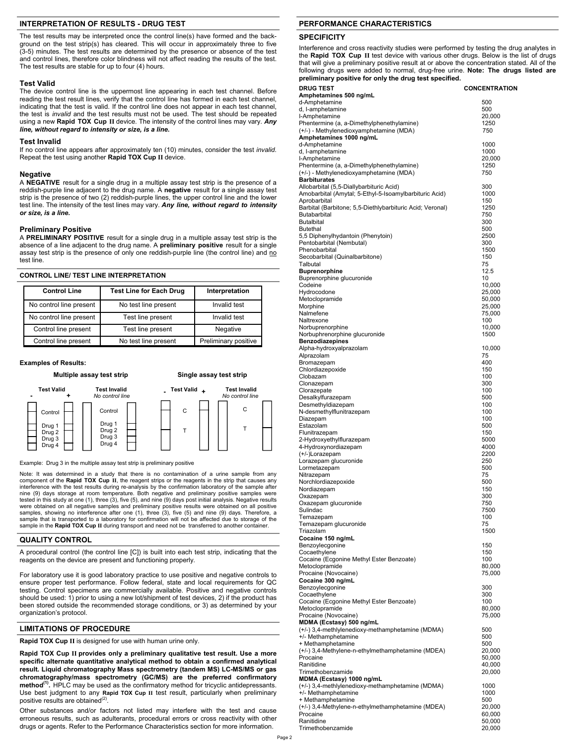## INTERPRETATION OF RESULTS - DRUG TEST

The test results may be interpreted once the control line(s) have formed and the background on the test strip(s) has cleared. This will occur in approximately three to five (3-5) minutes. The test results are determined by the presence or absence of the test and control lines, therefore color blindness will not affect reading the results of the test. The test results are stable for up to four (4) hours.

### Test Valid

The device control line is the uppermost line appearing in each test channel. Before reading the test result lines, verify that the control line has formed in each test channel, indicating that the test is valid. If the control line does not appear in each test channel, the test is *invalid* and the test results must not be used. The test should be repeated using a new **Rapid TOX Cup II** device. The intensity of the control lines may vary. ***Any line, without regard to intensity or size, is a line.***

### Test Invalid

If no control line appears after approximately ten (10) minutes, consider the test *invalid*. Repeat the test using another **Rapid TOX Cup II** device.

### Negative

A **NEGATIVE** result for a single drug in a multiple assay test strip is the presence of a reddish-purple line adjacent to the drug name. A **negative** result for a single assay test strip is the presence of two (2) reddish-purple lines, the upper control line and the lower test line. The intensity of the test lines may vary. ***Any line, without regard to intensity or size, is a line.***

### Preliminary Positive

A **PRELIMINARY POSITIVE** result for a single drug in a multiple assay test strip is the absence of a line adjacent to the drug name. A **preliminary positive** result for a single assay test strip is the presence of only one reddish-purple line (the control line) and no test line.

#### CONTROL LINE/ TEST LINE INTERPRETATION

| Control Line | Test Line for Each Drug | Interpretation |
|---|---|---|
| No control line present | No test line present | Invalid test |
| No control line present | Test line present | Invalid test |
| Control line present | Test line present | Negative |
| Control line present | No test line present | Preliminary positive |

**Examples of Results:**

Multiple assay test strip: Test Valid (- / +), Test Invalid (No control line) — Control, Drug 1, Drug 2, Drug 3, Drug 4

Single assay test strip: Test Valid (- / +), Test Invalid (No control line) — C, T

Example: Drug 3 in the multiple assay test strip is preliminary positive

Note: It was determined in a study that there is no contamination of a urine sample from any component of the **Rapid TOX Cup II**, the reagent strips or the reagents in the strip that causes any interference with the test results during re-analysis by the confirmation laboratory of the sample after nine (9) days storage at room temperature. Both negative and preliminary positive samples were tested in this study at one (1), three (3), five (5), and nine (9) days post initial analysis. Negative results were obtained on all negative samples and preliminary positive results were obtained on all positive samples, showing no interference after one (1), three (3), five (5) and nine (9) days. Therefore, a sample that is transported to a laboratory for confirmation will not be affected due to storage of the sample in the **Rapid TOX Cup II** during transport and need not be transferred to another container.

## QUALITY CONTROL

A procedural control (the control line [C]) is built into each test strip, indicating that the reagents on the device are present and functioning properly.

For laboratory use it is good laboratory practice to use positive and negative controls to ensure proper test performance. Follow federal, state and local requirements for QC testing. Control specimens are commercially available. Positive and negative controls should be used: 1) prior to using a new lot/shipment of test devices, 2) if the product has been stored outside the recommended storage conditions, or 3) as determined by your organization's protocol.

## LIMITATIONS OF PROCEDURE

**Rapid TOX Cup II** is designed for use with human urine only.

**Rapid TOX Cup II provides only a preliminary qualitative test result. Use a more specific alternate quantitative analytical method to obtain a confirmed analytical result. Liquid chromatography Mass spectrometry (tandem MS) LC-MS/MS or gas chromatography/mass spectrometry (GC/MS) are the preferred confirmatory method[1].** HPLC may be used as the confirmatory method for tricyclic antidepressants. Use best judgment to any **Rapid TOX Cup II** test result, particularly when preliminary positive results are obtained[2].

Other substances and/or factors not listed may interfere with the test and cause erroneous results, such as adulterants, procedural errors or cross reactivity with other drugs or agents. Refer to the Performance Characteristics section for more information.

## PERFORMANCE CHARACTERISTICS

### SPECIFICITY

Interference and cross reactivity studies were performed by testing the drug analytes in the **Rapid TOX Cup II** test device with various other drugs. Below is the list of drugs that will give a preliminary positive result at or above the concentration stated. All of the following drugs were added to normal, drug-free urine. **Note: The drugs listed are preliminary positive for only the drug test specified.**

| DRUG TEST | CONCENTRATION |
|---|---|
| **Amphetamines 500 ng/mL** | |
| d-Amphetamine | 500 |
| d, l-amphetamine | 500 |
| l-Amphetamine | 20,000 |
| Phentermine (a, a-Dimethylphenethylamine) | 1250 |
| (+/-) - Methylenedioxyamphetamine (MDA) | 750 |
| **Amphetamines 1000 ng/mL** | |
| d-Amphetamine | 1000 |
| d, l-amphetamine | 1000 |
| l-Amphetamine | 20,000 |
| Phentermine (a, a-Dimethylphenethylamine) | 1250 |
| (+/-) - Methylenedioxyamphetamine (MDA) | 750 |
| **Barbiturates** | |
| Allobarbital (5,5-Diallybarbituric Acid) | 300 |
| Amobarbital (Amytal; 5-Ethyl-5-Isoamylbarbituric Acid) | 1000 |
| Aprobarbital | 150 |
| Barbital (Barbitone; 5,5-Diethlybarbituric Acid; Veronal) | 1250 |
| Butabarbital | 750 |
| Butalbital | 300 |
| Butethal | 500 |
| 5,5 Diphenylhydantoin (Phenytoin) | 2500 |
| Pentobarbital (Nembutal) | 300 |
| Phenobarbital | 1500 |
| Secobarbital (Quinalbarbitone) | 150 |
| Talbutal | 75 |
| **Buprenorphine** | 12.5 |
| Buprenorphine glucuronide | 10 |
| Codeine | 10,000 |
| Hydrocodone | 25,000 |
| Metoclopramide | 50,000 |
| Morphine | 25,000 |
| Nalmefene | 75,000 |
| Naltrexone | 100 |
| Norbuprenorphine | 10,000 |
| Norbuphrenorphine glucuronide | 1500 |
| **Benzodiazepines** | |
| Alpha-hydroxyalprazolam | 10,000 |
| Alprazolam | 75 |
| Bromazepam | 400 |
| Chlordiazepoxide | 150 |
| Clobazam | 100 |
| Clonazepam | 300 |
| Clorazepate | 100 |
| Desalkylfurazepam | 500 |
| Desmethyldiazepam | 100 |
| N-desmethylflunitrazepam | 100 |
| Diazepam | 100 |
| Estazolam | 500 |
| Flunitrazepam | 150 |
| 2-Hydroxyethylflurazepam | 5000 |
| 4-Hydroxynordiazepam | 4000 |
| (+/-)Lorazepam | 2200 |
| Lorazepam glucuronide | 250 |
| Lormetazepam | 500 |
| Nitrazepam | 75 |
| Norchlordiazepoxide | 500 |
| Nordiazepam | 150 |
| Oxazepam | 300 |
| Oxazepam glucuronide | 750 |
| Sulindac | 7500 |
| Temazepam | 100 |
| Temazepam glucuronide | 75 |
| Triazolam | 1500 |
| **Cocaine 150 ng/mL** | |
| Benzoylecgonine | 150 |
| Cocaethylene | 150 |
| Cocaine (Ecgonine Methyl Ester Benzoate) | 100 |
| Metoclopramide | 80,000 |
| Procaine (Novocaine) | 75,000 |
| **Cocaine 300 ng/mL** | |
| Benzoylecgonine | 300 |
| Cocaethylene | 300 |
| Cocaine (Ecgonine Methyl Ester Benzoate) | 100 |
| Metoclopramide | 80,000 |
| Procaine (Novocaine) | 75,000 |
| **MDMA (Ecstasy) 500 ng/mL** | |
| (+/-) 3,4-methlylenedioxy-methamphetamine (MDMA) | 500 |
| +/- Methamphetamine | 500 |
| + Methamphetamine | 500 |
| (+/-) 3,4-Methylene-n-ethylmethamphetamine (MDEA) | 20,000 |
| Procaine | 50,000 |
| Ranitidine | 40,000 |
| Trimethobenzamide | 20,000 |
| **MDMA (Ecstasy) 1000 ng/mL** | |
| (+/-) 3,4-methlylenedioxy-methamphetamine (MDMA) | 1000 |
| +/- Methamphetamine | 1000 |
| + Methamphetamine | 500 |
| (+/-) 3,4-Methylene-n-ethylmethamphetamine (MDEA) | 20,000 |
| Procaine | 60,000 |
| Ranitidine | 50,000 |
| Trimethobenzamide | 20,000 |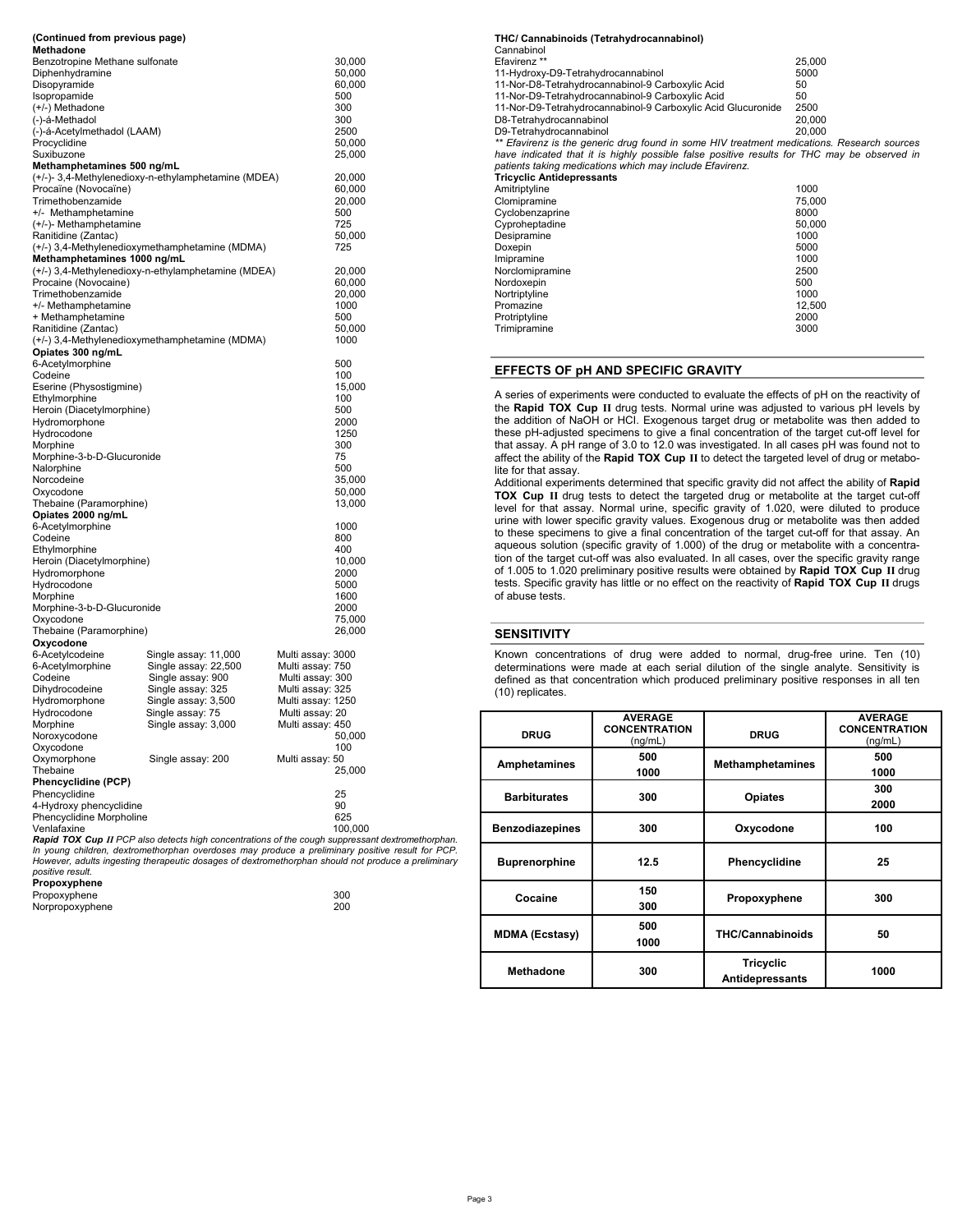**(Continued from previous page)**

**Methadone**

| | |
|---|---|
| Benzotropine Methane sulfonate | 30,000 |
| Diphenhydramine | 50,000 |
| Disopyramide | 60,000 |
| Isopropamide | 500 |
| (+/-) Methadone | 300 |
| (-)-á-Methadol | 300 |
| (-)-á-Acetylmethadol (LAAM) | 2500 |
| Procyclidine | 50,000 |
| Suxibuzone | 25,000 |

**Methamphetamines 500 ng/mL**

| | |
|---|---|
| (+/-)- 3,4-Methylenedioxy-n-ethylamphetamine (MDEA) | 20,000 |
| Procaïne (Novocaïne) | 60,000 |
| Trimethobenzamide | 20,000 |
| +/- Methamphetamine | 500 |
| (+/-)- Methamphetamine | 725 |
| Ranitidine (Zantac) | 50,000 |
| (+/-) 3,4-Methylenedioxymethamphetamine (MDMA) | 725 |

**Methamphetamines 1000 ng/mL**

| | |
|---|---|
| (+/-) 3,4-Methylenedioxy-n-ethylamphetamine (MDEA) | 20,000 |
| Procaine (Novocaine) | 60,000 |
| Trimethobenzamide | 20,000 |
| +/- Methamphetamine | 1000 |
| + Methamphetamine | 500 |
| Ranitidine (Zantac) | 50,000 |
| (+/-) 3,4-Methylenedioxymethamphetamine (MDMA) | 1000 |

**Opiates 300 ng/mL**

| | |
|---|---|
| 6-Acetylmorphine | 500 |
| Codeine | 100 |
| Eserine (Physostigmine) | 15,000 |
| Ethylmorphine | 100 |
| Heroin (Diacetylmorphine) | 500 |
| Hydromorphone | 2000 |
| Hydrocodone | 1250 |
| Morphine | 300 |
| Morphine-3-b-D-Glucuronide | 75 |
| Nalorphine | 500 |
| Norcodeine | 35,000 |
| Oxycodone | 50,000 |
| Thebaine (Paramorphine) | 13,000 |

**Opiates 2000 ng/mL**

| | |
|---|---|
| 6-Acetylmorphine | 1000 |
| Codeine | 800 |
| Ethylmorphine | 400 |
| Heroin (Diacetylmorphine) | 10,000 |
| Hydromorphone | 2000 |
| Hydrocodone | 5000 |
| Morphine | 1600 |
| Morphine-3-b-D-Glucuronide | 2000 |
| Oxycodone | 75,000 |
| Thebaine (Paramorphine) | 26,000 |

**Oxycodone**

| | | |
|---|---|---|
| 6-Acetylcodeine | Single assay: 11,000 | Multi assay: 3000 |
| 6-Acetylmorphine | Single assay: 22,500 | Multi assay: 750 |
| Codeine | Single assay: 900 | Multi assay: 300 |
| Dihydrocodeine | Single assay: 325 | Multi assay: 325 |
| Hydromorphone | Single assay: 3,500 | Multi assay: 1250 |
| Hydrocodone | Single assay: 75 | Multi assay: 20 |
| Morphine | Single assay: 3,000 | Multi assay: 450 |
| Noroxycodone | | 50,000 |
| Oxycodone | | 100 |
| Oxymorphone | Single assay: 200 | Multi assay: 50 |
| Thebaine | | 25,000 |

**Phencyclidine (PCP)**

| | |
|---|---|
| Phencyclidine | 25 |
| 4-Hydroxy phencyclidine | 90 |
| Phencyclidine Morpholine | 625 |
| Venlafaxine | 100,000 |

***Rapid TOX Cup II** PCP also detects high concentrations of the cough suppressant dextromethorphan. In young children, dextromethorphan overdoses may produce a preliminary positive result for PCP. However, adults ingesting therapeutic dosages of dextromethorphan should not produce a preliminary positive result.*

**Propoxyphene**

| | |
|---|---|
| Propoxyphene | 300 |
| Norpropoxyphene | 200 |

**THC/ Cannabinoids (Tetrahydrocannabinol)**

| | |
|---|---|
| Cannabinol | |
| Efavirenz ** | 25,000 |
| 11-Hydroxy-D9-Tetrahydrocannabinol | 5000 |
| 11-Nor-D8-Tetrahydrocannabinol-9 Carboxylic Acid | 50 |
| 11-Nor-D9-Tetrahydrocannabinol-9 Carboxylic Acid | 50 |
| 11-Nor-D9-Tetrahydrocannabinol-9 Carboxylic Acid Glucuronide | 2500 |
| D8-Tetrahydrocannabinol | 20,000 |
| D9-Tetrahydrocannabinol | 20,000 |

*** Efavirenz is the generic drug found in some HIV treatment medications. Research sources have indicated that it is highly possible false positive results for THC may be observed in patients taking medications which may include Efavirenz.*

**Tricyclic Antidepressants**

| | |
|---|---|
| Amitriptyline | 1000 |
| Clomipramine | 75,000 |
| Cyclobenzaprine | 8000 |
| Cyproheptadine | 50,000 |
| Desipramine | 1000 |
| Doxepin | 5000 |
| Imipramine | 1000 |
| Norclomipramine | 2500 |
| Nordoxepin | 500 |
| Nortriptyline | 1000 |
| Promazine | 12,500 |
| Protriptyline | 2000 |
| Trimipramine | 3000 |

## EFFECTS OF pH AND SPECIFIC GRAVITY

A series of experiments were conducted to evaluate the effects of pH on the reactivity of the **Rapid TOX Cup II** drug tests. Normal urine was adjusted to various pH levels by the addition of NaOH or HCl. Exogenous target drug or metabolite was then added to these pH-adjusted specimens to give a final concentration of the target cut-off level for that assay. A pH range of 3.0 to 12.0 was investigated. In all cases pH was found not to affect the ability of the **Rapid TOX Cup II** to detect the targeted level of drug or metabolite for that assay.

Additional experiments determined that specific gravity did not affect the ability of **Rapid TOX Cup II** drug tests to detect the targeted drug or metabolite at the target cut-off level for that assay. Normal urine, specific gravity of 1.020, were diluted to produce urine with lower specific gravity values. Exogenous drug or metabolite was then added to these specimens to give a final concentration of the target cut-off for that assay. An aqueous solution (specific gravity of 1.000) of the drug or metabolite with a concentration of the target cut-off was also evaluated. In all cases, over the specific gravity range of 1.005 to 1.020 preliminary positive results were obtained by **Rapid TOX Cup II** drug tests. Specific gravity has little or no effect on the reactivity of **Rapid TOX Cup II** drugs of abuse tests.

## SENSITIVITY

Known concentrations of drug were added to normal, drug-free urine. Ten (10) determinations were made at each serial dilution of the single analyte. Sensitivity is defined as that concentration which produced preliminary positive responses in all ten (10) replicates.

| DRUG | AVERAGE CONCENTRATION (ng/mL) | DRUG | AVERAGE CONCENTRATION (ng/mL) |
|---|---|---|---|
| Amphetamines | 500<br>1000 | Methamphetamines | 500<br>1000 |
| Barbiturates | 300 | Opiates | 300<br>2000 |
| Benzodiazepines | 300 | Oxycodone | 100 |
| Buprenorphine | 12.5 | Phencyclidine | 25 |
| Cocaine | 150<br>300 | Propoxyphene | 300 |
| MDMA (Ecstasy) | 500<br>1000 | THC/Cannabinoids | 50 |
| Methadone | 300 | Tricyclic Antidepressants | 1000 |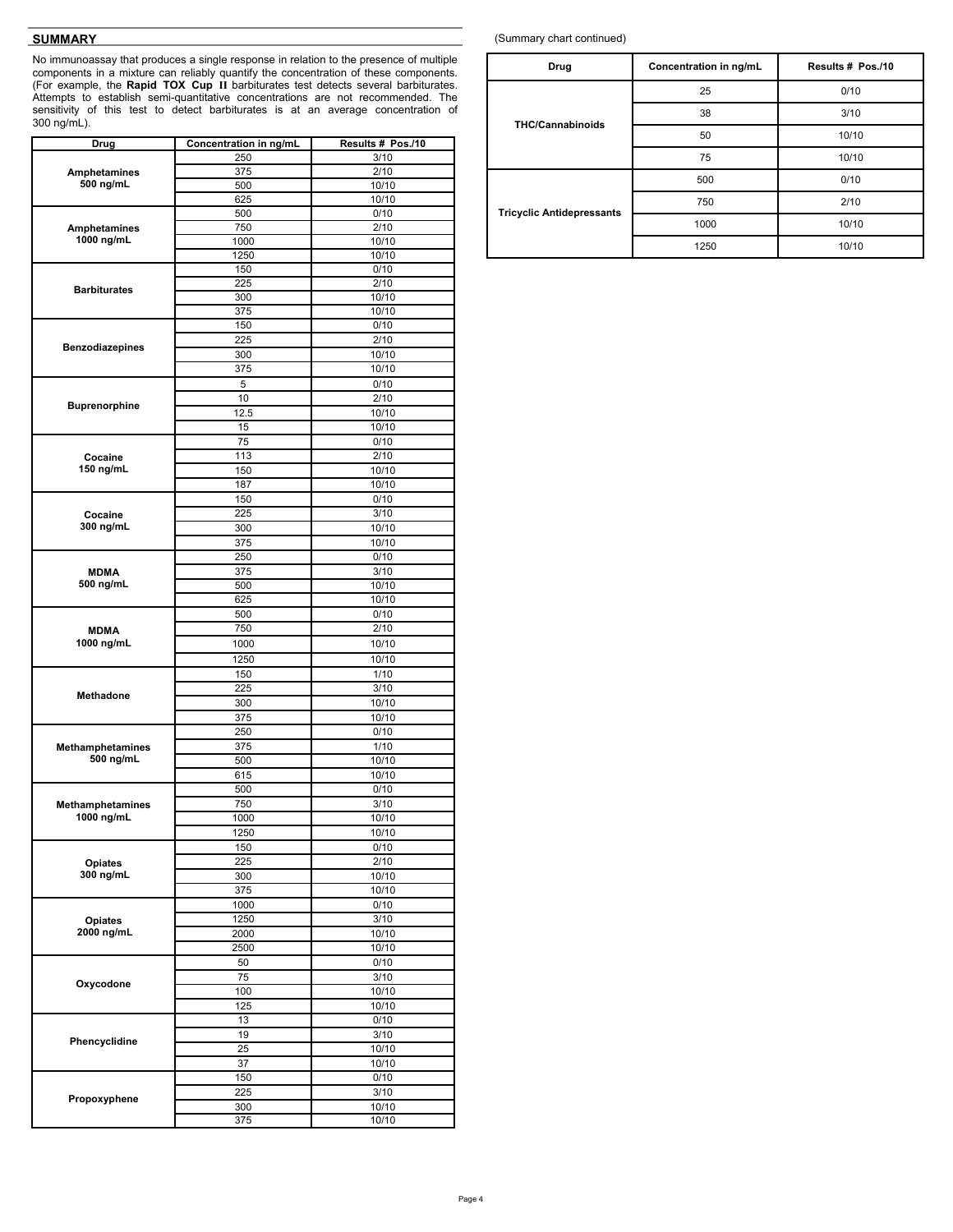## SUMMARY

No immunoassay that produces a single response in relation to the presence of multiple components in a mixture can reliably quantify the concentration of these components. (For example, the **Rapid TOX Cup II** barbiturates test detects several barbiturates. Attempts to establish semi-quantitative concentrations are not recommended. The sensitivity of this test to detect barbiturates is at an average concentration of 300 ng/mL).

| Drug | Concentration in ng/mL | Results # Pos./10 |
|---|---|---|
| Amphetamines 500 ng/mL | 250 | 3/10 |
| | 375 | 2/10 |
| | 500 | 10/10 |
| | 625 | 10/10 |
| Amphetamines 1000 ng/mL | 500 | 0/10 |
| | 750 | 2/10 |
| | 1000 | 10/10 |
| | 1250 | 10/10 |
| Barbiturates | 150 | 0/10 |
| | 225 | 2/10 |
| | 300 | 10/10 |
| | 375 | 10/10 |
| Benzodiazepines | 150 | 0/10 |
| | 225 | 2/10 |
| | 300 | 10/10 |
| | 375 | 10/10 |
| Buprenorphine | 5 | 0/10 |
| | 10 | 2/10 |
| | 12.5 | 10/10 |
| | 15 | 10/10 |
| Cocaine 150 ng/mL | 75 | 0/10 |
| | 113 | 2/10 |
| | 150 | 10/10 |
| | 187 | 10/10 |
| Cocaine 300 ng/mL | 150 | 0/10 |
| | 225 | 3/10 |
| | 300 | 10/10 |
| | 375 | 10/10 |
| MDMA 500 ng/mL | 250 | 0/10 |
| | 375 | 3/10 |
| | 500 | 10/10 |
| | 625 | 10/10 |
| MDMA 1000 ng/mL | 500 | 0/10 |
| | 750 | 2/10 |
| | 1000 | 10/10 |
| | 1250 | 10/10 |
| Methadone | 150 | 1/10 |
| | 225 | 3/10 |
| | 300 | 10/10 |
| | 375 | 10/10 |
| Methamphetamines 500 ng/mL | 250 | 0/10 |
| | 375 | 1/10 |
| | 500 | 10/10 |
| | 615 | 10/10 |
| Methamphetamines 1000 ng/mL | 500 | 0/10 |
| | 750 | 3/10 |
| | 1000 | 10/10 |
| | 1250 | 10/10 |
| Opiates 300 ng/mL | 150 | 0/10 |
| | 225 | 2/10 |
| | 300 | 10/10 |
| | 375 | 10/10 |
| Opiates 2000 ng/mL | 1000 | 0/10 |
| | 1250 | 3/10 |
| | 2000 | 10/10 |
| | 2500 | 10/10 |
| Oxycodone | 50 | 0/10 |
| | 75 | 3/10 |
| | 100 | 10/10 |
| | 125 | 10/10 |
| Phencyclidine | 13 | 0/10 |
| | 19 | 3/10 |
| | 25 | 10/10 |
| | 37 | 10/10 |
| Propoxyphene | 150 | 0/10 |
| | 225 | 3/10 |
| | 300 | 10/10 |
| | 375 | 10/10 |
| THC/Cannabinoids | 25 | 0/10 |
| | 38 | 3/10 |
| | 50 | 10/10 |
| | 75 | 10/10 |
| Tricyclic Antidepressants | 500 | 0/10 |
| | 750 | 2/10 |
| | 1000 | 10/10 |
| | 1250 | 10/10 |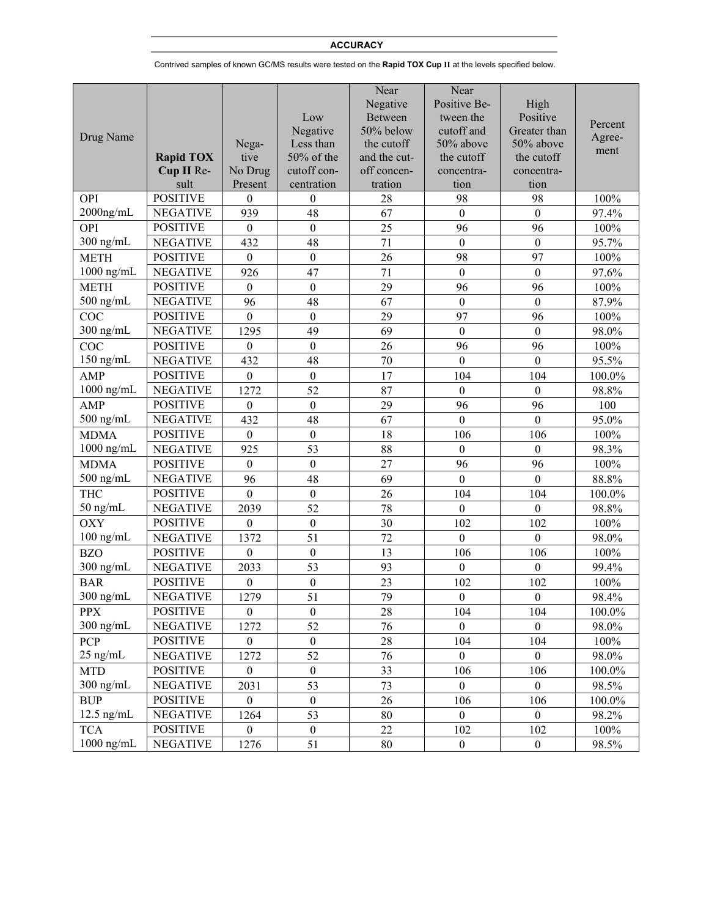## ACCURACY

Contrived samples of known GC/MS results were tested on the **Rapid TOX Cup II** at the levels specified below.

| Drug Name | **Rapid TOX Cup II** Result | Negative No Drug Present | Low Negative Less than 50% of the cutoff concentration | Near Negative Between 50% below the cutoff and the cutoff concentration | Near Positive Between the cutoff and 50% above the cutoff concentration | High Positive Greater than 50% above the cutoff concentration | Percent Agreement |
|---|---|---|---|---|---|---|---|
| OPI | POSITIVE | 0 | 0 | 28 | 98 | 98 | 100% |
| 2000ng/mL | NEGATIVE | 939 | 48 | 67 | 0 | 0 | 97.4% |
| OPI | POSITIVE | 0 | 0 | 25 | 96 | 96 | 100% |
| 300 ng/mL | NEGATIVE | 432 | 48 | 71 | 0 | 0 | 95.7% |
| METH | POSITIVE | 0 | 0 | 26 | 98 | 97 | 100% |
| 1000 ng/mL | NEGATIVE | 926 | 47 | 71 | 0 | 0 | 97.6% |
| METH | POSITIVE | 0 | 0 | 29 | 96 | 96 | 100% |
| 500 ng/mL | NEGATIVE | 96 | 48 | 67 | 0 | 0 | 87.9% |
| COC | POSITIVE | 0 | 0 | 29 | 97 | 96 | 100% |
| 300 ng/mL | NEGATIVE | 1295 | 49 | 69 | 0 | 0 | 98.0% |
| COC | POSITIVE | 0 | 0 | 26 | 96 | 96 | 100% |
| 150 ng/mL | NEGATIVE | 432 | 48 | 70 | 0 | 0 | 95.5% |
| AMP | POSITIVE | 0 | 0 | 17 | 104 | 104 | 100.0% |
| 1000 ng/mL | NEGATIVE | 1272 | 52 | 87 | 0 | 0 | 98.8% |
| AMP | POSITIVE | 0 | 0 | 29 | 96 | 96 | 100 |
| 500 ng/mL | NEGATIVE | 432 | 48 | 67 | 0 | 0 | 95.0% |
| MDMA | POSITIVE | 0 | 0 | 18 | 106 | 106 | 100% |
| 1000 ng/mL | NEGATIVE | 925 | 53 | 88 | 0 | 0 | 98.3% |
| MDMA | POSITIVE | 0 | 0 | 27 | 96 | 96 | 100% |
| 500 ng/mL | NEGATIVE | 96 | 48 | 69 | 0 | 0 | 88.8% |
| THC | POSITIVE | 0 | 0 | 26 | 104 | 104 | 100.0% |
| 50 ng/mL | NEGATIVE | 2039 | 52 | 78 | 0 | 0 | 98.8% |
| OXY | POSITIVE | 0 | 0 | 30 | 102 | 102 | 100% |
| 100 ng/mL | NEGATIVE | 1372 | 51 | 72 | 0 | 0 | 98.0% |
| BZO | POSITIVE | 0 | 0 | 13 | 106 | 106 | 100% |
| 300 ng/mL | NEGATIVE | 2033 | 53 | 93 | 0 | 0 | 99.4% |
| BAR | POSITIVE | 0 | 0 | 23 | 102 | 102 | 100% |
| 300 ng/mL | NEGATIVE | 1279 | 51 | 79 | 0 | 0 | 98.4% |
| PPX | POSITIVE | 0 | 0 | 28 | 104 | 104 | 100.0% |
| 300 ng/mL | NEGATIVE | 1272 | 52 | 76 | 0 | 0 | 98.0% |
| PCP | POSITIVE | 0 | 0 | 28 | 104 | 104 | 100% |
| 25 ng/mL | NEGATIVE | 1272 | 52 | 76 | 0 | 0 | 98.0% |
| MTD | POSITIVE | 0 | 0 | 33 | 106 | 106 | 100.0% |
| 300 ng/mL | NEGATIVE | 2031 | 53 | 73 | 0 | 0 | 98.5% |
| BUP | POSITIVE | 0 | 0 | 26 | 106 | 106 | 100.0% |
| 12.5 ng/mL | NEGATIVE | 1264 | 53 | 80 | 0 | 0 | 98.2% |
| TCA | POSITIVE | 0 | 0 | 22 | 102 | 102 | 100% |
| 1000 ng/mL | NEGATIVE | 1276 | 51 | 80 | 0 | 0 | 98.5% |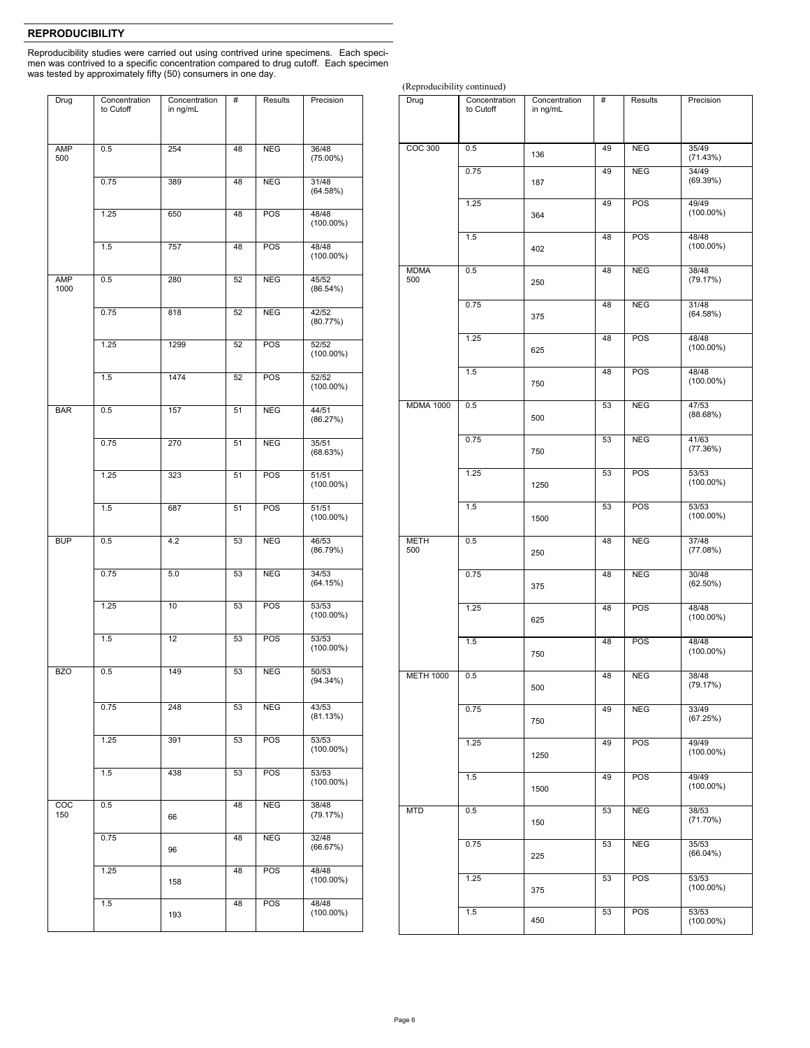## REPRODUCIBILITY

Reproducibility studies were carried out using contrived urine specimens. Each specimen was contrived to a specific concentration compared to drug cutoff. Each specimen was tested by approximately fifty (50) consumers in one day.

| Drug | Concentration to Cutoff | Concentration in ng/mL | # | Results | Precision |
|---|---|---|---|---|---|
| AMP 500 | 0.5 | 254 | 48 | NEG | 36/48 (75.00%) |
| | 0.75 | 389 | 48 | NEG | 31/48 (64.58%) |
| | 1.25 | 650 | 48 | POS | 48/48 (100.00%) |
| | 1.5 | 757 | 48 | POS | 48/48 (100.00%) |
| AMP 1000 | 0.5 | 280 | 52 | NEG | 45/52 (86.54%) |
| | 0.75 | 818 | 52 | NEG | 42/52 (80.77%) |
| | 1.25 | 1299 | 52 | POS | 52/52 (100.00%) |
| | 1.5 | 1474 | 52 | POS | 52/52 (100.00%) |
| BAR | 0.5 | 157 | 51 | NEG | 44/51 (86.27%) |
| | 0.75 | 270 | 51 | NEG | 35/51 (68.63%) |
| | 1.25 | 323 | 51 | POS | 51/51 (100.00%) |
| | 1.5 | 687 | 51 | POS | 51/51 (100.00%) |
| BUP | 0.5 | 4.2 | 53 | NEG | 46/53 (86.79%) |
| | 0.75 | 5.0 | 53 | NEG | 34/53 (64.15%) |
| | 1.25 | 10 | 53 | POS | 53/53 (100.00%) |
| | 1.5 | 12 | 53 | POS | 53/53 (100.00%) |
| BZO | 0.5 | 149 | 53 | NEG | 50/53 (94.34%) |
| | 0.75 | 248 | 53 | NEG | 43/53 (81.13%) |
| | 1.25 | 391 | 53 | POS | 53/53 (100.00%) |
| | 1.5 | 438 | 53 | POS | 53/53 (100.00%) |
| COC 150 | 0.5 | 66 | 48 | NEG | 38/48 (79.17%) |
| | 0.75 | 96 | 48 | NEG | 32/48 (66.67%) |
| | 1.25 | 158 | 48 | POS | 48/48 (100.00%) |
| | 1.5 | 193 | 48 | POS | 48/48 (100.00%) |

(Reproducibility continued)

| Drug | Concentration to Cutoff | Concentration in ng/mL | # | Results | Precision |
|---|---|---|---|---|---|
| COC 300 | 0.5 | 136 | 49 | NEG | 35/49 (71.43%) |
| | 0.75 | 187 | 49 | NEG | 34/49 (69.39%) |
| | 1.25 | 364 | 49 | POS | 49/49 (100.00%) |
| | 1.5 | 402 | 48 | POS | 48/48 (100.00%) |
| MDMA 500 | 0.5 | 250 | 48 | NEG | 38/48 (79.17%) |
| | 0.75 | 375 | 48 | NEG | 31/48 (64.58%) |
| | 1.25 | 625 | 48 | POS | 48/48 (100.00%) |
| | 1.5 | 750 | 48 | POS | 48/48 (100.00%) |
| MDMA 1000 | 0.5 | 500 | 53 | NEG | 47/53 (88.68%) |
| | 0.75 | 750 | 53 | NEG | 41/63 (77.36%) |
| | 1.25 | 1250 | 53 | POS | 53/53 (100.00%) |
| | 1.5 | 1500 | 53 | POS | 53/53 (100.00%) |
| METH 500 | 0.5 | 250 | 48 | NEG | 37/48 (77.08%) |
| | 0.75 | 375 | 48 | NEG | 30/48 (62.50%) |
| | 1.25 | 625 | 48 | POS | 48/48 (100.00%) |
| | 1.5 | 750 | 48 | POS | 48/48 (100.00%) |
| METH 1000 | 0.5 | 500 | 48 | NEG | 38/48 (79.17%) |
| | 0.75 | 750 | 49 | NEG | 33/49 (67.25%) |
| | 1.25 | 1250 | 49 | POS | 49/49 (100.00%) |
| | 1.5 | 1500 | 49 | POS | 49/49 (100.00%) |
| MTD | 0.5 | 150 | 53 | NEG | 38/53 (71.70%) |
| | 0.75 | 225 | 53 | NEG | 35/53 (66.04%) |
| | 1.25 | 375 | 53 | POS | 53/53 (100.00%) |
| | 1.5 | 450 | 53 | POS | 53/53 (100.00%) |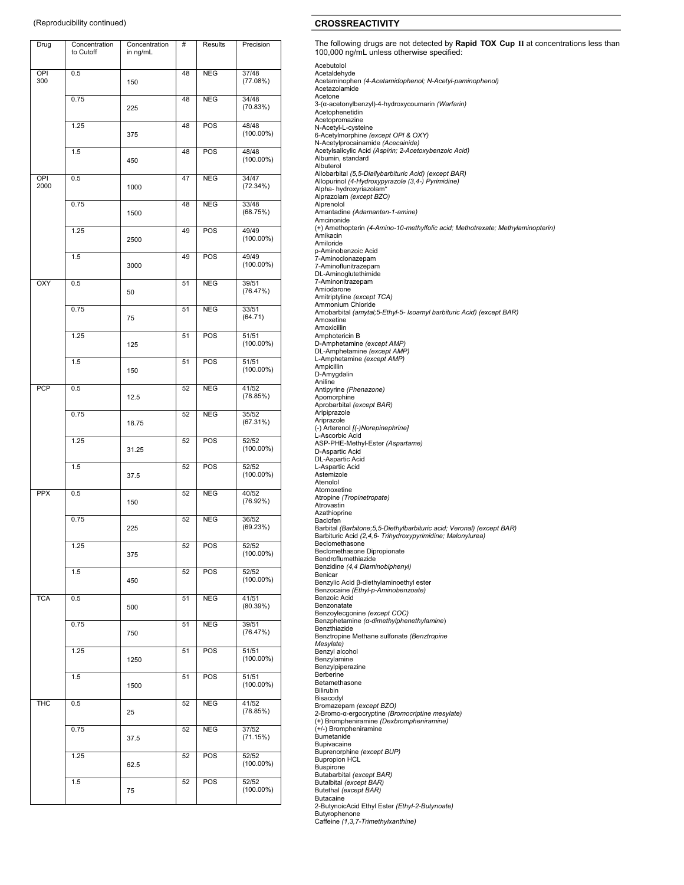(Reproducibility continued)

| Drug | Concentration to Cutoff | Concentration in ng/mL | # | Results | Precision |
|---|---|---|---|---|---|
| OPI 300 | 0.5 | 150 | 48 | NEG | 37/48 (77.08%) |
| | 0.75 | 225 | 48 | NEG | 34/48 (70.83%) |
| | 1.25 | 375 | 48 | POS | 48/48 (100.00%) |
| | 1.5 | 450 | 48 | POS | 48/48 (100.00%) |
| OPI 2000 | 0.5 | 1000 | 47 | NEG | 34/47 (72.34%) |
| | 0.75 | 1500 | 48 | NEG | 33/48 (68.75%) |
| | 1.25 | 2500 | 49 | POS | 49/49 (100.00%) |
| | 1.5 | 3000 | 49 | POS | 49/49 (100.00%) |
| OXY | 0.5 | 50 | 51 | NEG | 39/51 (76.47%) |
| | 0.75 | 75 | 51 | NEG | 33/51 (64.71) |
| | 1.25 | 125 | 51 | POS | 51/51 (100.00%) |
| | 1.5 | 150 | 51 | POS | 51/51 (100.00%) |
| PCP | 0.5 | 12.5 | 52 | NEG | 41/52 (78.85%) |
| | 0.75 | 18.75 | 52 | NEG | 35/52 (67.31%) |
| | 1.25 | 31.25 | 52 | POS | 52/52 (100.00%) |
| | 1.5 | 37.5 | 52 | POS | 52/52 (100.00%) |
| PPX | 0.5 | 150 | 52 | NEG | 40/52 (76.92%) |
| | 0.75 | 225 | 52 | NEG | 36/52 (69.23%) |
| | 1.25 | 375 | 52 | POS | 52/52 (100.00%) |
| | 1.5 | 450 | 52 | POS | 52/52 (100.00%) |
| TCA | 0.5 | 500 | 51 | NEG | 41/51 (80.39%) |
| | 0.75 | 750 | 51 | NEG | 39/51 (76.47%) |
| | 1.25 | 1250 | 51 | POS | 51/51 (100.00%) |
| | 1.5 | 1500 | 51 | POS | 51/51 (100.00%) |
| THC | 0.5 | 25 | 52 | NEG | 41/52 (78.85%) |
| | 0.75 | 37.5 | 52 | NEG | 37/52 (71.15%) |
| | 1.25 | 62.5 | 52 | POS | 52/52 (100.00%) |
| | 1.5 | 75 | 52 | POS | 52/52 (100.00%) |

## CROSSREACTIVITY

The following drugs are not detected by **Rapid TOX Cup II** at concentrations less than 100,000 ng/mL unless otherwise specified:

Acebutolol
Acetaldehyde
Acetaminophen *(4-Acetamidophenol; N-Acetyl-paminophenol)*
Acetazolamide
Acetone
3-(α-acetonylbenzyl)-4-hydroxycoumarin *(Warfarin)*
Acetophenetidin
Acetopromazine
N-Acetyl-L-cysteine
6-Acetylmorphine *(except OPI & OXY)*
N-Acetylprocainamide *(Acecainide)*
Acetylsalicylic Acid *(Aspirin; 2-Acetoxybenzoic Acid)*
Albumin, standard
Albuterol
Allobarbital *(5,5-Diallylbarbituric Acid) (except BAR)*
Allopurinol *(4-Hydroxypyrazole (3,4-) Pyrimidine)*
Alpha- hydroxyriazolam*
Alprazolam *(except BZO)*
Alprenolol
Amantadine *(Adamantan-1-amine)*
Amcinonide
(+) Amethopterin *(4-Amino-10-methylfolic acid; Methotrexate; Methylaminopterin)*
Amikacin
Amiloride
p-Aminobenzoic Acid
7-Aminoclonazepam
7-Aminoflunitrazepam
DL-Aminoglutethimide
7-Aminonitrazepam
Amiodarone
Amitriptyline *(except TCA)*
Ammonium Chloride
Amobarbital *(amytal;5-Ethyl-5- Isoamyl barbituric Acid) (except BAR)*
Amoxetine
Amoxicillin
Amphotericin B
D-Amphetamine *(except AMP)*
DL-Amphetamine *(except AMP)*
L-Amphetamine *(except AMP)*
Ampicillin
D-Amygdalin
Aniline
Antipyrine *(Phenazone)*
Apomorphine
Aprobarbital *(except BAR)*
Aripiprazole
Ariprazole
(-) Arterenol *[(-)Norepinephrine]*
L-Ascorbic Acid
ASP-PHE-Methyl-Ester *(Aspartame)*
D-Aspartic Acid
DL-Aspartic Acid
L-Aspartic Acid
Astemizole
Atenolol
Atomoxetine
Atropine *(Tropinetropate)*
Atrovastin
Azathioprine
Baclofen
Barbital *(Barbitone;5,5-Diethylbarbituric acid; Veronal) (except BAR)*
Barbituric Acid *(2,4,6- Trihydroxypyrimidine; Malonylurea)*
Beclomethasone
Beclomethasone Dipropionate
Bendroflumethiazide
Benzidine *(4,4 Diaminobiphenyl)*
Benicar
Benzylic Acid β-diethylaminoethyl ester
Benzocaine *(Ethyl-p-Aminobenzoate)*
Benzoic Acid
Benzonatate
Benzoylecgonine *(except COC)*
Benzphetamine *(α-dimethylphenethylamine)*
Benzthiazide
Benztropine Methane sulfonate *(Benztropine Mesylate)*
Benzyl alcohol
Benzylamine
Benzylpiperazine
Berberine
Betamethasone
Bilirubin
Bisacodyl
Bromazepam *(except BZO)*
2-Bromo-α-ergocryptine *(Bromocriptine mesylate)*
(+) Brompheniramine *(Dexbrompheniramine)*
(+/-) Brompheniramine
Bumetanide
Bupivacaine
Buprenorphine *(except BUP)*
Bupropion HCL
Buspirone
Butabarbital *(except BAR)*
Butalbital *(except BAR)*
Butethal *(except BAR)*
Butacaine
2-ButynoicAcid Ethyl Ester *(Ethyl-2-Butynoate)*
Butyrophenone
Caffeine *(1,3,7-Trimethylxanthine)*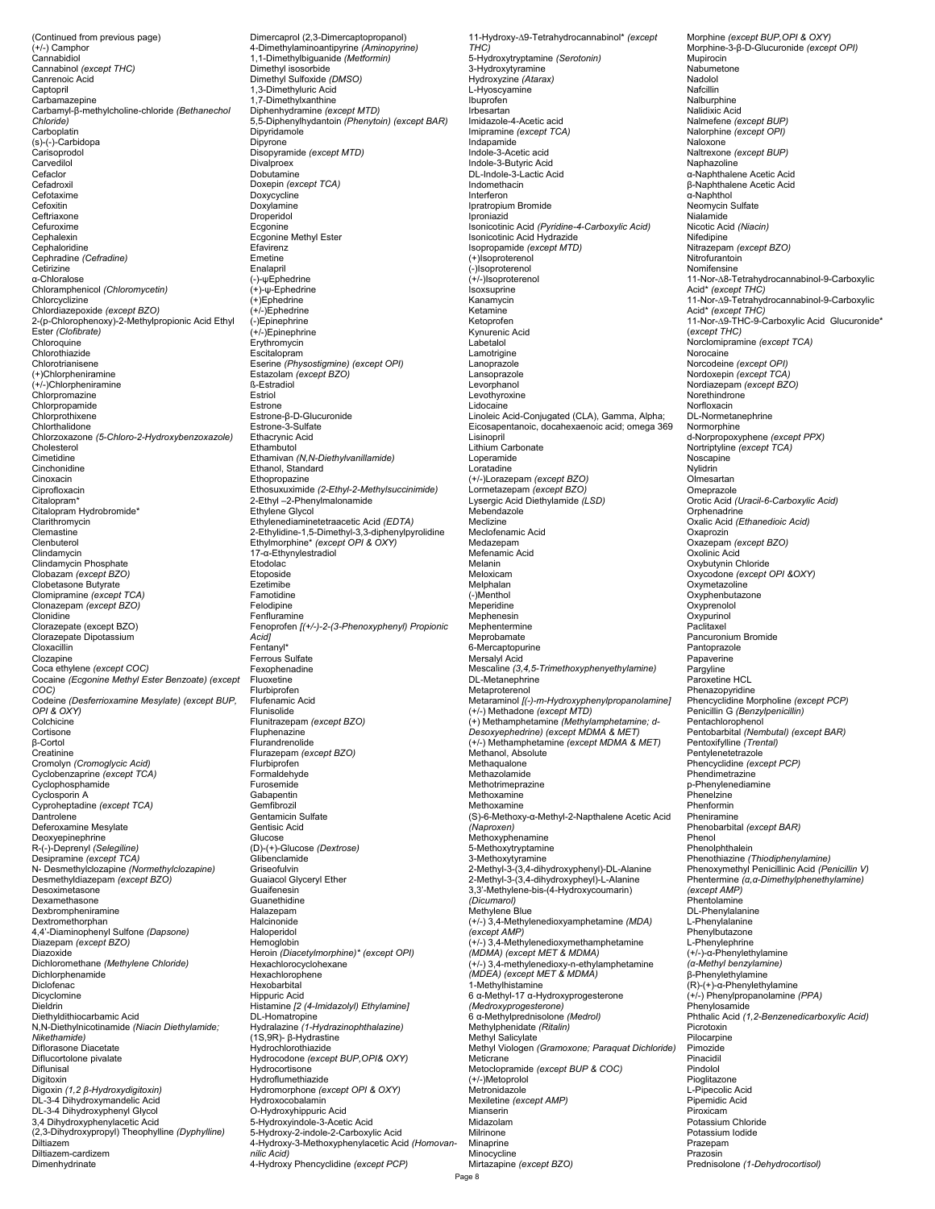(Continued from previous page)
(+/-) Camphor
Cannabidiol
Cannabinol *(except THC)*
Canrenoic Acid
Captopril
Carbamazepine
Carbamyl-β-methylcholine-chloride *(Bethanechol Chloride)*
Carboplatin
(s)-(-)-Carbidopa
Carisoprodol
Carvedilol
Cefaclor
Cefadroxil
Cefotaxime
Cefoxitin
Ceftriaxone
Cefuroxime
Cephalexin
Cephaloridine
Cephradine *(Cefradine)*
Cetirizine
α-Chloralose
Chloramphenicol *(Chloromycetin)*
Chlorcyclizine
Chlordiazepoxide *(except BZO)*
2-(p-Chlorophenoxy)-2-Methylpropionic Acid Ethyl Ester *(Clofibrate)*
Chloroquine
Chlorothiazide
Chlorotrianisene
(+)Chlorpheniramine
(+/-)Chlorpheniramine
Chlorpromazine
Chlorpropamide
Chlorprothixene
Chlorthalidone
Chlorzoxazone *(5-Chloro-2-Hydroxybenzoxazole)*
Cholesterol
Cimetidine
Cinchonidine
Cinoxacin
Ciprofloxacin
Citalopram*
Citalopram Hydrobromide*
Clarithromycin
Clemastine
Clenbuterol
Clindamycin
Clindamycin Phosphate
Clobazam *(except BZO)*
Clobetasone Butyrate
Clomipramine *(except TCA)*
Clonazepam *(except BZO)*
Clonidine
Clorazepate (except BZO)
Clorazepate Dipotassium
Cloxacillin
Clozapine
Coca ethylene *(except COC)*
Cocaine *(Ecgonine Methyl Ester Benzoate) (except COC)*
Codeine *(Desferrioxamine Mesylate) (except BUP, OPI & OXY)*
Colchicine
Cortisone
β-Cortol
Creatinine
Cromolyn *(Cromoglycic Acid)*
Cyclobenzaprine *(except TCA)*
Cyclophosphamide
Cyclosporin A
Cyproheptadine *(except TCA)*
Dantrolene
Deferoxamine Mesylate
Deoxyepinephrine
R-(-)-Deprenyl *(Selegiline)*
Desipramine *(except TCA)*
N- Desmethylclozapine *(Normethylclozapine)*
Desmethyldiazepam *(except BZO)*
Desoximetasone
Dexamethasone
Dexbrompheniramine
Dextromethorphan
4,4'-Diaminophenyl Sulfone *(Dapsone)*
Diazepam *(except BZO)*
Diazoxide
Dichloromethane *(Methylene Chloride)*
Dichlorphenamide
Diclofenac
Dicyclomine
Dieldrin
Diethyldithiocarbamic Acid
N,N-Diethylnicotinamide *(Niacin Diethylamide; Nikethamide)*
Diflorasone Diacetate
Diflucortolone pivalate
Diflunisal
Digitoxin
Digoxin *(1,2 β-Hydroxydigitoxin)*
DL-3-4 Dihydroxymandelic Acid
DL-3-4 Dihydroxyphenyl Glycol
3,4 Dihydroxyphenylacetic Acid
(2,3-Dihydroxypropyl) Theophylline *(Dyphylline)*
Diltiazem
Diltiazem-cardizem
Dimenhydrinate
Dimercaprol (2,3-Dimercaptopropanol)
4-Dimethylaminoantipyrine *(Aminopyrine)*
1,1-Dimethylbiguanide *(Metformin)*
Dimethyl isosorbide
Dimethyl Sulfoxide *(DMSO)*
1,3-Dimethyluric Acid
1,7-Dimethylxanthine
Diphenhydramine *(except MTD)*
5,5-Diphenylhydantoin *(Phenytoin) (except BAR)*
Dipyridamole
Dipyrone
Disopyramide *(except MTD)*
Divalproex
Dobutamine
Doxepin *(except TCA)*
Doxycycline
Doxylamine
Droperidol
Ecgonine
Ecgonine Methyl Ester
Efavirenz
Emetine
Enalapril
(-)-ψEphedrine
(+)-ψ-Ephedrine
(+)Ephedrine
(+/-)Ephedrine
(-)Epinephrine
(+/-)Epinephrine
Erythromycin
Escitalopram
Eserine *(Physostigmine) (except OPI)*
Estazolam *(except BZO)*
ß-Estradiol
Estriol
Estrone
Estrone-β-D-Glucuronide
Estrone-3-Sulfate
Ethacrynic Acid
Ethambutol
Ethamivan *(N,N-Diethylvanillamide)*
Ethanol, Standard
Ethopropazine
Ethosuxuximide *(2-Ethyl-2-Methylsuccinimide)*
2-Ethyl –2-Phenylmalonamide
Ethylene Glycol
Ethylenediaminetetraacetic Acid *(EDTA)*
2-Ethylidine-1,5-Dimethyl-3,3-diphenylpyrolidine
Ethylmorphine* *(except OPI & OXY)*
17-α-Ethynylestradiol
Etodolac
Etoposide
Ezetimibe
Famotidine
Felodipine
Fenfluramine
Fenoprofen *[(+/-)-2-(3-Phenoxyphenyl) Propionic Acid]*
Fentanyl*
Ferrous Sulfate
Fexophenadine
Fluoxetine
Flurbiprofen
Flufenamic Acid
Flunisolide
Flunitrazepam *(except BZO)*
Fluphenazine
Flurandrenolide
Flurazepam *(except BZO)*
Flurbiprofen
Formaldehyde
Furosemide
Gabapentin
Gemfibrozil
Gentamicin Sulfate
Gentisic Acid
Glucose
(D)-(+)-Glucose *(Dextrose)*
Glibenclamide
Griseofulvin
Guaiacol Glyceryl Ether
Guaifenesin
Guanethidine
Halazepam
Halcinonide
Haloperidol
Hemoglobin
Heroin *(Diacetylmorphine)* *(except OPI)*
Hexachlorocyclohexane
Hexachlorophene
Hexobarbital
Hippuric Acid
Histamine *[2 (4-Imidazolyl) Ethylamine]*
DL-Homatropine
Hydralazine *(1-Hydrazinophthalazine)*
(1S,9R)- β-Hydrastine
Hydrochlorothiazide
Hydrocodone *(except BUP,OPI& OXY)*
Hydrocortisone
Hydroflumethiazide
Hydromorphone *(except OPI & OXY)*
Hydroxocobalamin
O-Hydroxyhippuric Acid
5-Hydroxyindole-3-Acetic Acid
5-Hydroxy-2-indole-2-Carboxylic Acid
4-Hydroxy-3-Methoxyphenylacetic Acid *(Homovanilic Acid)*
4-Hydroxy Phencyclidine *(except PCP)*
11-Hydroxy-Δ9-Tetrahydrocannabinol* *(except THC)*
5-Hydroxytryptamine *(Serotonin)*
3-Hydroxytyramine
Hydroxyzine *(Atarax)*
L-Hyoscyamine
Ibuprofen
Irbesartan
Imidazole-4-Acetic acid
Imipramine *(except TCA)*
Indapamide
Indole-3-Acetic acid
Indole-3-Butyric Acid
DL-Indole-3-Lactic Acid
Indomethacin
Interferon
Ipratropium Bromide
Iproniazid
Isonicotinic Acid *(Pyridine-4-Carboxylic Acid)*
Isonicotinic Acid Hydrazide
Isopropamide *(except MTD)*
(+)Isoproterenol
(-)Isoproterenol
(+/-)Isoproterenol
Isoxsuprine
Kanamycin
Ketamine
Ketoprofen
Kynurenic Acid
Labetalol
Lamotrigine
Lanoprazole
Lansoprazole
Levorphanol
Levothyroxine
Lidocaine
Linoleic Acid-Conjugated (CLA), Gamma, Alpha; Eicosapentanoic, docahexaenoic acid; omega 369
Lisinopril
Lithium Carbonate
Loperamide
Loratadine
(+/-)Lorazepam *(except BZO)*
Lormetazepam *(except BZO)*
Lysergic Acid Diethylamide *(LSD)*
Mebendazole
Meclizine
Meclofenamic Acid
Medazepam
Mefenamic Acid
Melanin
Meloxicam
Melphalan
(-)Menthol
Meperidine
Mephenesin
Mephentermine
Meprobamate
6-Mercaptopurine
Mersalyl Acid
Mescaline *(3,4,5-Trimethoxyphenyethylamine)*
DL-Metanephrine
Metaproterenol
Metaraminol *[(-)-m-Hydroxyphenylpropanolamine]*
(+/-) Methadone *(except MTD)*
(+) Methamphetamine *(Methylamphetamine; d-Desoxyephedrine) (except MDMA & MET)*
(+/-) Methamphetamine *(except MDMA & MET)*
Methanol, Absolute
Methaqualone
Methazolamide
Methotrimeprazine
Methoxamine
Methoxamine
(S)-6-Methoxy-α-Methyl-2-Napthalene Acetic Acid *(Naproxen)*
Methoxyphenamine
5-Methoxytryptamine
3-Methoxytyramine
2-Methyl-3-(3,4-dihydroxyphenyl)-DL-Alanine
2-Methyl-3-(3,4-dihydroxyphenyl)-L-Alanine
3,3'-Methylene-bis-(4-Hydroxycoumarin) *(Dicumarol)*
Methylene Blue
(+/-) 3,4-Methylenedioxyamphetamine *(MDA) (except AMP)*
(+/-) 3,4-Methylenedioxymethamphetamine *(MDMA) (except MET & MDMA)*
(+/-) 3,4-methylenedioxy-n-ethylamphetamine *(MDEA) (except MET & MDMA)*
1-Methylhistamine
6 α-Methyl-17 α-Hydroxyprogesterone *(Medroxyprogesterone)*
6 α-Methylprednisolone *(Medrol)*
Methylphenidate *(Ritalin)*
Methyl Salicylate
Methyl Viologen *(Gramoxone; Paraquat Dichloride)*
Meticrane
Metoclopramide *(except BUP & COC)*
(+/-)Metoprolol
Metronidazole
Mexiletine *(except AMP)*
Mianserin
Midazolam
Milrinone
Minaprine
Minocycline
Mirtazapine *(except BZO)*
Morphine *(except BUP,OPI & OXY)*
Morphine-3-β-D-Glucuronide *(except OPI)*
Mupirocin
Nabumetone
Nadolol
Nafcillin
Nalburphine
Nalidixic Acid
Nalmefene *(except BUP)*
Nalorphine *(except OPI)*
Naloxone
Naltrexone *(except BUP)*
Naphazoline
α-Naphthalene Acetic Acid
β-Naphthalene Acetic Acid
α-Naphthol
Neomycin Sulfate
Nialamide
Nicotic Acid *(Niacin)*
Nifedipine
Nitrazepam *(except BZO)*
Nitrofurantoin
Nomifensine
11-Nor-Δ8-Tetrahydrocannabinol-9-Carboxylic Acid* *(except THC)*
11-Nor-Δ9-Tetrahydrocannabinol-9-Carboxylic Acid* *(except THC)*
11-Nor-Δ9-THC-9-Carboxylic Acid Glucuronide* *(except THC)*
Norclomipramine *(except TCA)*
Norocaine
Norcodeine *(except OPI)*
Nordoxepin *(except TCA)*
Nordiazepam *(except BZO)*
Norethindrone
Norfloxacin
DL-Normetanephrine
Normorphine
d-Norpropoxyphene *(except PPX)*
Nortriptyline *(except TCA)*
Noscapine
Nylidrin
Olmesartan
Omeprazole
Orotic Acid *(Uracil-6-Carboxylic Acid)*
Orphenadrine
Oxalic Acid *(Ethanedioic Acid)*
Oxaprozin
Oxazepam *(except BZO)*
Oxolinic Acid
Oxybutynin Chloride
Oxycodone *(except OPI &OXY)*
Oxymetazoline
Oxyphenbutazone
Oxyprenolol
Oxypurinol
Paclitaxel
Pancuronium Bromide
Pantoprazole
Papaverine
Pargyline
Paroxetine HCL
Phenazopyridine
Phencyclidine Morpholine *(except PCP)*
Penicillin G *(Benzylpenicillin)*
Pentachlorophenol
Pentobarbital *(Nembutal) (except BAR)*
Pentoxifylline *(Trental)*
Pentylenetetrazole
Phencyclidine *(except PCP)*
Phendimetrazine
p-Phenylenediamine
Phenelzine
Phenformin
Pheniramine
Phenobarbital *(except BAR)*
Phenol
Phenolphthalein
Phenothiazine *(Thiodiphenylamine)*
Phenoxymethyl Penicillinic Acid *(Penicillin V)*
Phentermine *(α,α-Dimethylphenethylamine) (except AMP)*
Phentolamine
DL-Phenylalanine
L-Phenylalanine
Phenylbutazone
L-Phenylephrine
(+/-)-α-Phenylethylamine *(α-Methyl benzylamine)*
β-Phenylethylamine
(R)-(+)-α-Phenylethylamine
(+/-) Phenylpropanolamine *(PPA)*
Phenylosamide
Phthalic Acid *(1,2-Benzenedicarboxylic Acid)*
Picrotoxin
Pilocarpine
Pimozide
Pinacidil
Pindolol
Pioglitazone
L-Pipecolic Acid
Pipemidic Acid
Piroxicam
Potassium Chloride
Potassium Iodide
Prazepam
Prazosin
Prednisolone *(1-Dehydrocortisol)*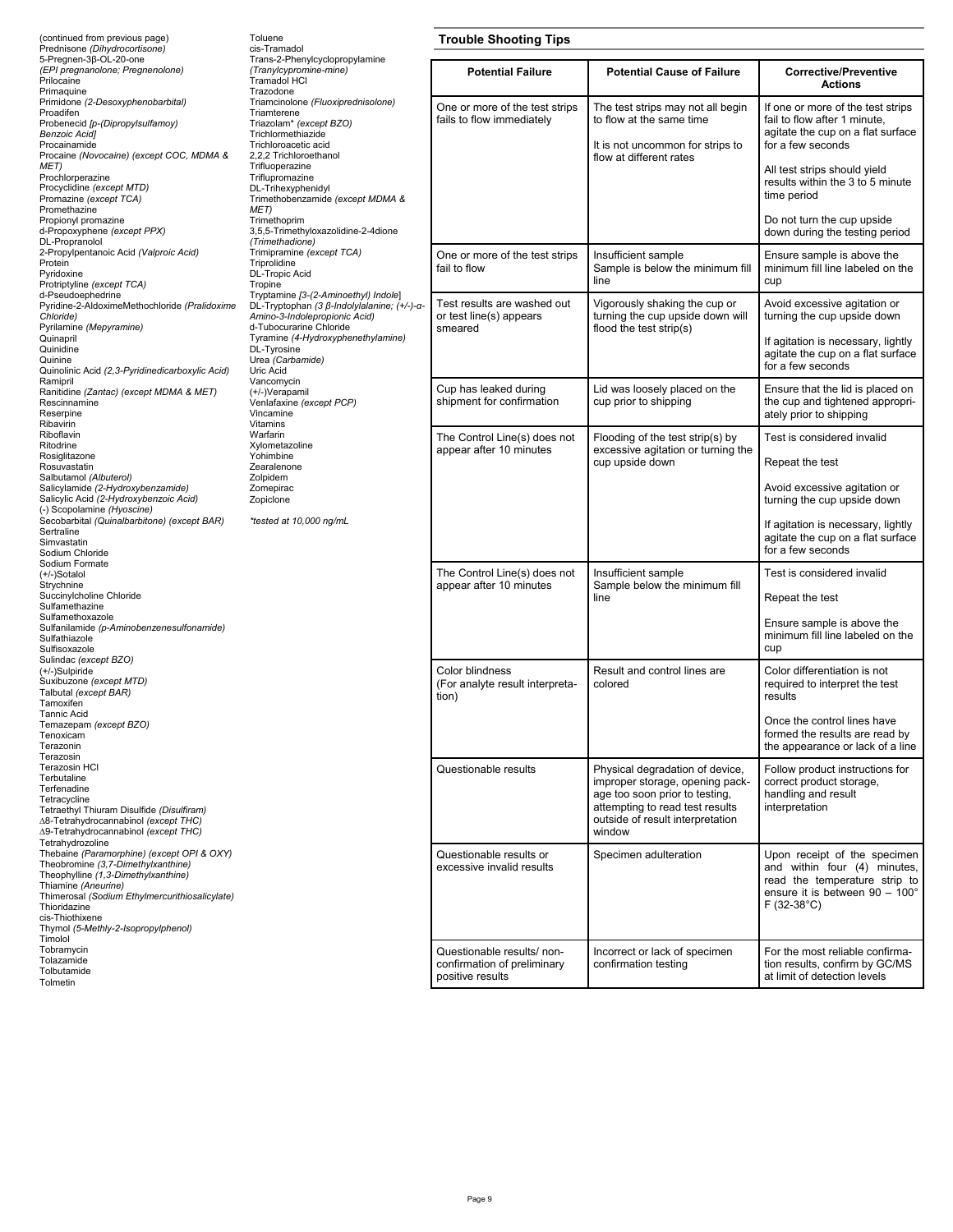(continued from previous page)
Prednisone *(Dihydrocortisone)*
5-Pregnen-3β-OL-20-one *(EPI pregnanolone; Pregnenolone)*
Prilocaine
Primaquine
Primidone *(2-Desoxyphenobarbital)*
Proadifen
Probenecid *[p-(Dipropylsulfamoy) Benzoic Acid]*
Procainamide
Procaine *(Novocaine) (except COC, MDMA & MET)*
Prochlorperazine
Procyclidine *(except MTD)*
Promazine *(except TCA)*
Promethazine
Propionyl promazine
d-Propoxyphene *(except PPX)*
DL-Propranolol
2-Propylpentanoic Acid *(Valproic Acid)*
Protein
Pyridoxine
Protriptyline *(except TCA)*
d-Pseudoephedrine
Pyridine-2-AldoximeMethochloride *(Pralidoxime Chloride)*
Pyrilamine *(Mepyramine)*
Quinapril
Quinidine
Quinine
Quinolinic Acid *(2,3-Pyridinedicarboxylic Acid)*
Ramipril
Ranitidine *(Zantac) (except MDMA & MET)*
Rescinnamine
Reserpine
Ribavirin
Riboflavin
Ritodrine
Rosiglitazone
Rosuvastatin
Salbutamol *(Albuterol)*
Salicylamide *(2-Hydroxybenzamide)*
Salicylic Acid *(2-Hydroxybenzoic Acid)*
(-) Scopolamine *(Hyoscine)*
Secobarbital *(Quinalbarbitone) (except BAR)*
Sertraline
Simvastatin
Sodium Chloride
Sodium Formate
(+/-)Sotalol
Strychnine
Succinylcholine Chloride
Sulfamethazine
Sulfamethoxazole
Sulfanilamide *(p-Aminobenzenesulfonamide)*
Sulfathiazole
Sulfisoxazole
Sulindac *(except BZO)*
(+/-)Sulpiride
Suxibuzone *(except MTD)*
Talbutal *(except BAR)*
Tamoxifen
Tannic Acid
Temazepam *(except BZO)*
Tenoxicam
Terazonin
Terazosin
Terazosin HCl
Terbutaline
Terfenadine
Tetracycline
Tetraethyl Thiuram Disulfide *(Disulfiram)*
Δ8-Tetrahydrocannabinol *(except THC)*
Δ9-Tetrahydrocannabinol *(except THC)*
Tetrahydrozoline
Thebaine *(Paramorphine) (except OPI & OXY)*
Theobromine *(3,7-Dimethylxanthine)*
Theophylline *(1,3-Dimethylxanthine)*
Thiamine *(Aneurine)*
Thimerosal *(Sodium Ethylmercurithiosalicylate)*
Thioridazine
cis-Thiothixene
Thymol *(5-Methly-2-Isopropylphenol)*
Timolol
Tobramycin
Tolazamide
Tolbutamide
Tolmetin
Toluene
cis-Tramadol
Trans-2-Phenylcyclopropylamine *(Tranylcypromine-mine)*
Tramadol HCl
Trazodone
Triamcinolone *(Fluoxiprednisolone)*
Triamterene
Triazolam* *(except BZO)*
Trichlormethiazide
Trichloroacetic acid
2,2,2 Trichloroethanol
Trifluoperazine
Triflupromazine
DL-Trihexyphenidyl
Trimethobenzamide *(except MDMA & MET)*
Trimethoprim
3,5,5-Trimethyloxazolidine-2-4dione *(Trimethadione)*
Trimipramine *(except TCA)*
Triprolidine
DL-Tropic Acid
Tropine
Tryptamine *[3-(2-Aminoethyl) Indole]*
DL-Tryptophan *(3 β-Indolylalanine; (+/-)-α-Amino-3-Indolepropionic Acid)*
d-Tubocurarine Chloride
Tyramine *(4-Hydroxyphenethylamine)*
DL-Tyrosine
Urea *(Carbamide)*
Uric Acid
Vancomycin
(+/-)Verapamil
Venlafaxine *(except PCP)*
Vincamine
Vitamins
Warfarin
Xylometazoline
Yohimbine
Zearalenone
Zolpidem
Zomepirac
Zopiclone

*\*tested at 10,000 ng/mL*

## Trouble Shooting Tips

| Potential Failure | Potential Cause of Failure | Corrective/Preventive Actions |
|---|---|---|
| One or more of the test strips fails to flow immediately | The test strips may not all begin to flow at the same time<br><br>It is not uncommon for strips to flow at different rates | If one or more of the test strips fail to flow after 1 minute, agitate the cup on a flat surface for a few seconds<br><br>All test strips should yield results within the 3 to 5 minute time period<br><br>Do not turn the cup upside down during the testing period |
| One or more of the test strips fail to flow | Insufficient sample<br>Sample is below the minimum fill line | Ensure sample is above the minimum fill line labeled on the cup |
| Test results are washed out or test line(s) appears smeared | Vigorously shaking the cup or turning the cup upside down will flood the test strip(s) | Avoid excessive agitation or turning the cup upside down<br><br>If agitation is necessary, lightly agitate the cup on a flat surface for a few seconds |
| Cup has leaked during shipment for confirmation | Lid was loosely placed on the cup prior to shipping | Ensure that the lid is placed on the cup and tightened appropriately prior to shipping |
| The Control Line(s) does not appear after 10 minutes | Flooding of the test strip(s) by excessive agitation or turning the cup upside down | Test is considered invalid<br><br>Repeat the test<br><br>Avoid excessive agitation or turning the cup upside down<br><br>If agitation is necessary, lightly agitate the cup on a flat surface for a few seconds |
| The Control Line(s) does not appear after 10 minutes | Insufficient sample<br>Sample below the minimum fill line | Test is considered invalid<br><br>Repeat the test<br><br>Ensure sample is above the minimum fill line labeled on the cup |
| Color blindness<br>(For analyte result interpretation) | Result and control lines are colored | Color differentiation is not required to interpret the test results<br><br>Once the control lines have formed the results are read by the appearance or lack of a line |
| Questionable results | Physical degradation of device, improper storage, opening package too soon prior to testing, attempting to read test results outside of result interpretation window | Follow product instructions for correct product storage, handling and result interpretation |
| Questionable results or excessive invalid results | Specimen adulteration | Upon receipt of the specimen and within four (4) minutes, read the temperature strip to ensure it is between 90 – 100° F (32-38°C) |
| Questionable results/ non-confirmation of preliminary positive results | Incorrect or lack of specimen confirmation testing | For the most reliable confirmation results, confirm by GC/MS at limit of detection levels |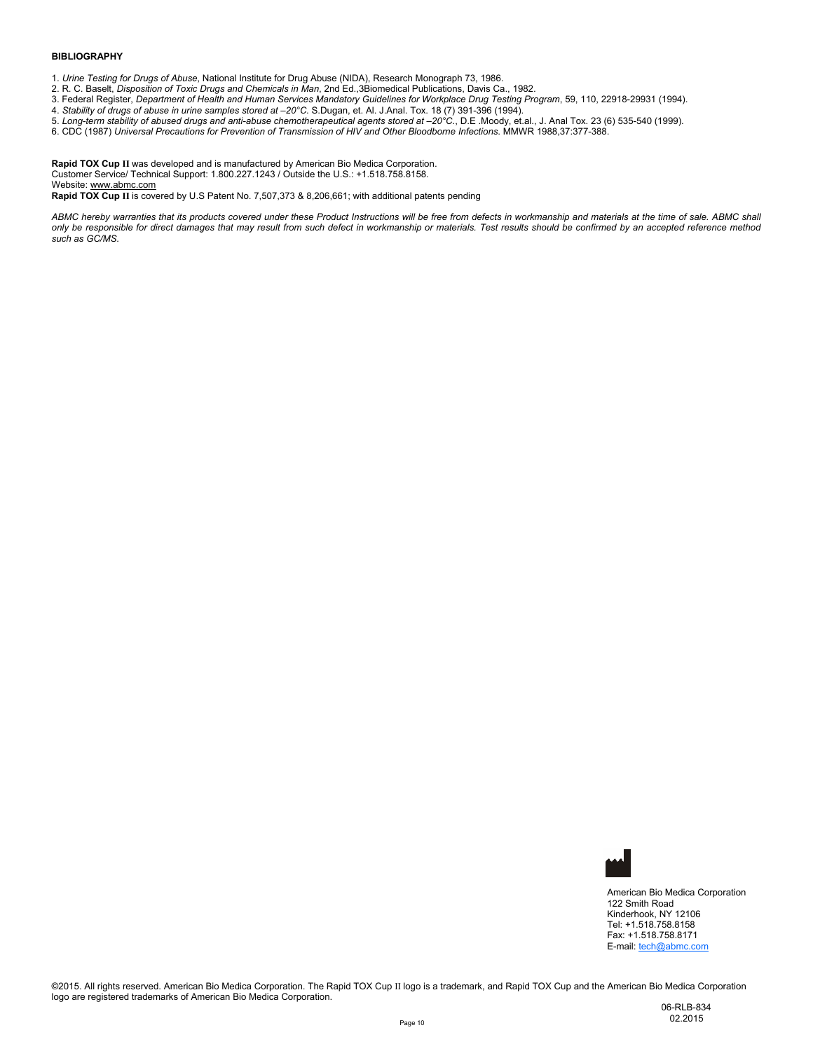**BIBLIOGRAPHY**

1. *Urine Testing for Drugs of Abuse*, National Institute for Drug Abuse (NIDA), Research Monograph 73, 1986.
2. R. C. Baselt, *Disposition of Toxic Drugs and Chemicals in Man*, 2nd Ed.,3Biomedical Publications, Davis Ca., 1982.
3. Federal Register, *Department of Health and Human Services Mandatory Guidelines for Workplace Drug Testing Program*, 59, 110, 22918-29931 (1994).
4. *Stability of drugs of abuse in urine samples stored at –20°C.* S.Dugan, et. Al. J.Anal. Tox. 18 (7) 391-396 (1994).
5. *Long-term stability of abused drugs and anti-abuse chemotherapeutical agents stored at –20°C.*, D.E .Moody, et.al., J. Anal Tox. 23 (6) 535-540 (1999).
6. CDC (1987) *Universal Precautions for Prevention of Transmission of HIV and Other Bloodborne Infections.* MMWR 1988,37:377-388.

**Rapid TOX Cup II** was developed and is manufactured by American Bio Medica Corporation.
Customer Service/ Technical Support: 1.800.227.1243 / Outside the U.S.: +1.518.758.8158.
Website: www.abmc.com
**Rapid TOX Cup II** is covered by U.S Patent No. 7,507,373 & 8,206,661; with additional patents pending

*ABMC hereby warranties that its products covered under these Product Instructions will be free from defects in workmanship and materials at the time of sale. ABMC shall only be responsible for direct damages that may result from such defect in workmanship or materials. Test results should be confirmed by an accepted reference method such as GC/MS.*

American Bio Medica Corporation
122 Smith Road
Kinderhook, NY 12106
Tel: +1.518.758.8158
Fax: +1.518.758.8171
E-mail: tech@abmc.com

©2015. All rights reserved. American Bio Medica Corporation. The Rapid TOX Cup II logo is a trademark, and Rapid TOX Cup and the American Bio Medica Corporation logo are registered trademarks of American Bio Medica Corporation.

06-RLB-834
02.2015